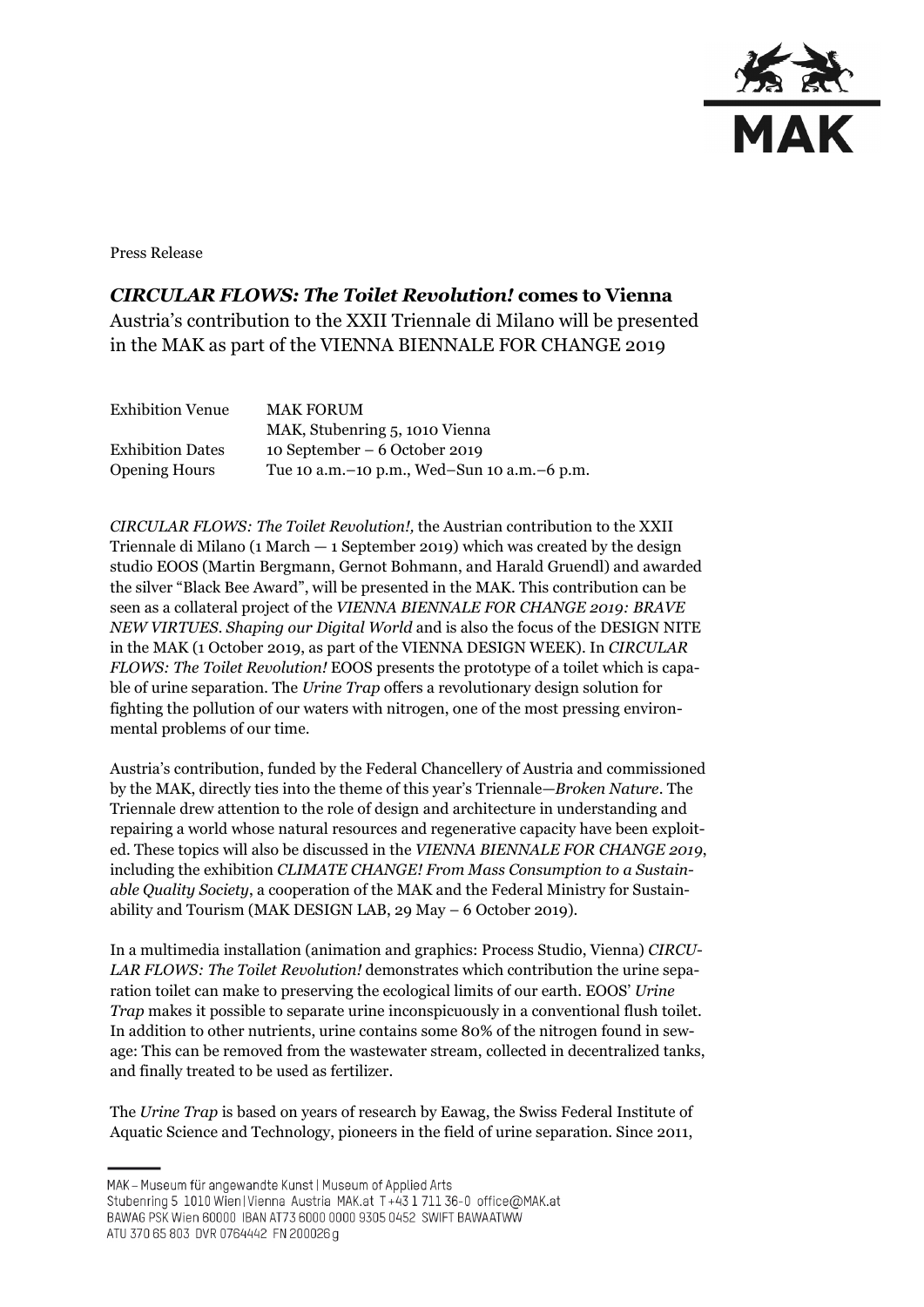Press Release

## *CIRCULAR FLOWS: The Toilet Revolution!* comes to Vienna

Austria's contribution to the XXII Triennale di Milano will be presented in the MAK as part of the VIENNA BIENNALE FOR CHANGE 2019

| | |
|---|---|
| Exhibition Venue | MAK FORUM<br>MAK, Stubenring 5, 1010 Vienna |
| Exhibition Dates | 10 September – 6 October 2019 |
| Opening Hours | Tue 10 a.m.–10 p.m., Wed–Sun 10 a.m.–6 p.m. |

*CIRCULAR FLOWS: The Toilet Revolution!,* the Austrian contribution to the XXII Triennale di Milano (1 March — 1 September 2019) which was created by the design studio EOOS (Martin Bergmann, Gernot Bohmann, and Harald Gruendl) and awarded the silver "Black Bee Award", will be presented in the MAK. This contribution can be seen as a collateral project of the *VIENNA BIENNALE FOR CHANGE 2019: BRAVE NEW VIRTUES. Shaping our Digital World* and is also the focus of the DESIGN NITE in the MAK (1 October 2019, as part of the VIENNA DESIGN WEEK). In *CIRCULAR FLOWS: The Toilet Revolution!* EOOS presents the prototype of a toilet which is capable of urine separation. The *Urine Trap* offers a revolutionary design solution for fighting the pollution of our waters with nitrogen, one of the most pressing environmental problems of our time.

Austria's contribution, funded by the Federal Chancellery of Austria and commissioned by the MAK, directly ties into the theme of this year's Triennale—*Broken Nature*. The Triennale drew attention to the role of design and architecture in understanding and repairing a world whose natural resources and regenerative capacity have been exploited. These topics will also be discussed in the *VIENNA BIENNALE FOR CHANGE 2019*, including the exhibition *CLIMATE CHANGE! From Mass Consumption to a Sustainable Quality Society*, a cooperation of the MAK and the Federal Ministry for Sustainability and Tourism (MAK DESIGN LAB, 29 May – 6 October 2019).

In a multimedia installation (animation and graphics: Process Studio, Vienna) *CIRCULAR FLOWS: The Toilet Revolution!* demonstrates which contribution the urine separation toilet can make to preserving the ecological limits of our earth. EOOS' *Urine Trap* makes it possible to separate urine inconspicuously in a conventional flush toilet. In addition to other nutrients, urine contains some 80% of the nitrogen found in sewage: This can be removed from the wastewater stream, collected in decentralized tanks, and finally treated to be used as fertilizer.

The *Urine Trap* is based on years of research by Eawag, the Swiss Federal Institute of Aquatic Science and Technology, pioneers in the field of urine separation. Since 2011,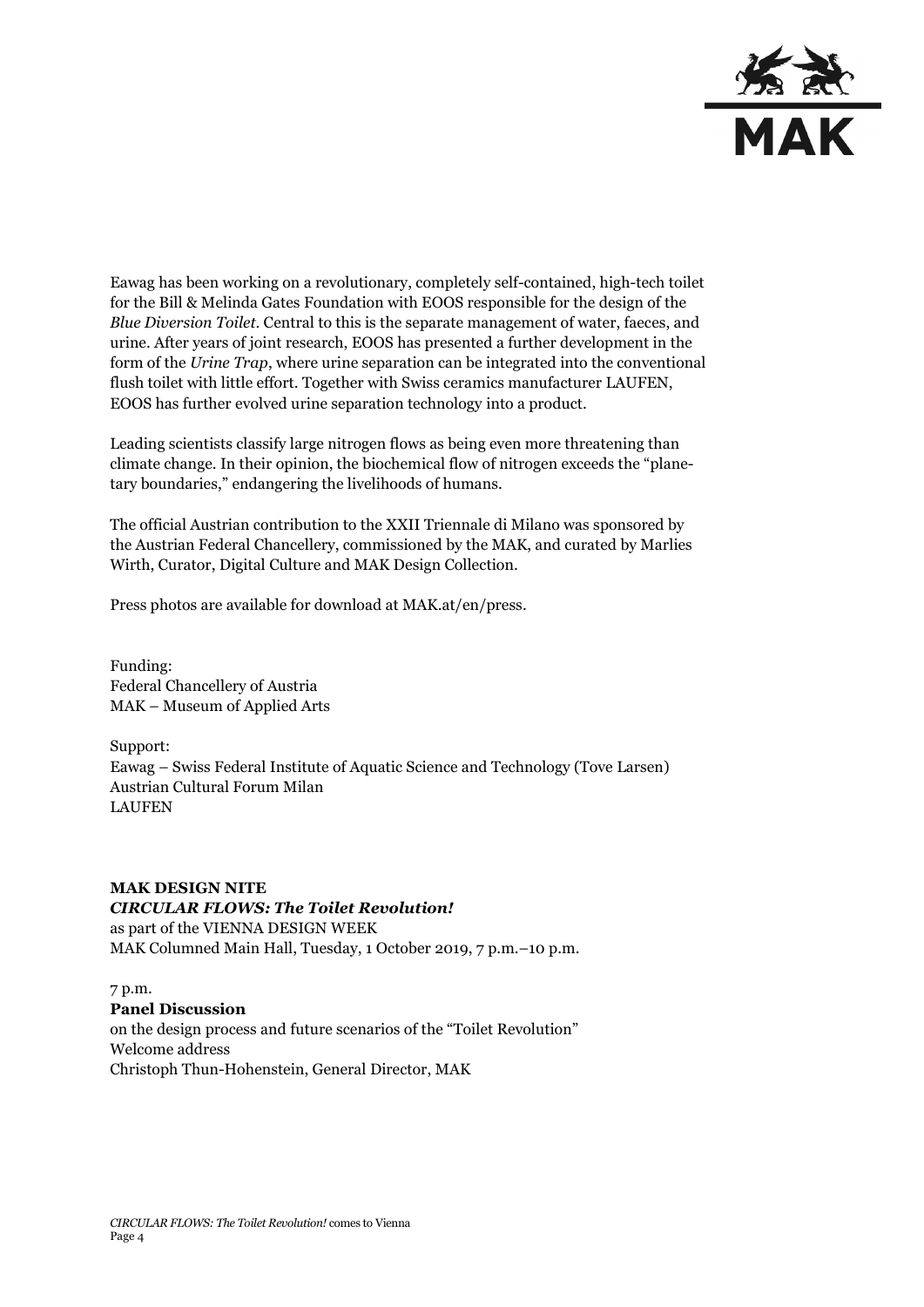Eawag has been working on a revolutionary, completely self-contained, high-tech toilet for the Bill & Melinda Gates Foundation with EOOS responsible for the design of the *Blue Diversion Toilet*. Central to this is the separate management of water, faeces, and urine. After years of joint research, EOOS has presented a further development in the form of the *Urine Trap*, where urine separation can be integrated into the conventional flush toilet with little effort. Together with Swiss ceramics manufacturer LAUFEN, EOOS has further evolved urine separation technology into a product.

Leading scientists classify large nitrogen flows as being even more threatening than climate change. In their opinion, the biochemical flow of nitrogen exceeds the "planetary boundaries," endangering the livelihoods of humans.

The official Austrian contribution to the XXII Triennale di Milano was sponsored by the Austrian Federal Chancellery, commissioned by the MAK, and curated by Marlies Wirth, Curator, Digital Culture and MAK Design Collection.

Press photos are available for download at MAK.at/en/press.

Funding:
Federal Chancellery of Austria
MAK – Museum of Applied Arts

Support:
Eawag – Swiss Federal Institute of Aquatic Science and Technology (Tove Larsen)
Austrian Cultural Forum Milan
LAUFEN

**MAK DESIGN NITE**
***CIRCULAR FLOWS: The Toilet Revolution!***
as part of the VIENNA DESIGN WEEK
MAK Columned Main Hall, Tuesday, 1 October 2019, 7 p.m.–10 p.m.

7 p.m.
**Panel Discussion**
on the design process and future scenarios of the "Toilet Revolution"
Welcome address
Christoph Thun-Hohenstein, General Director, MAK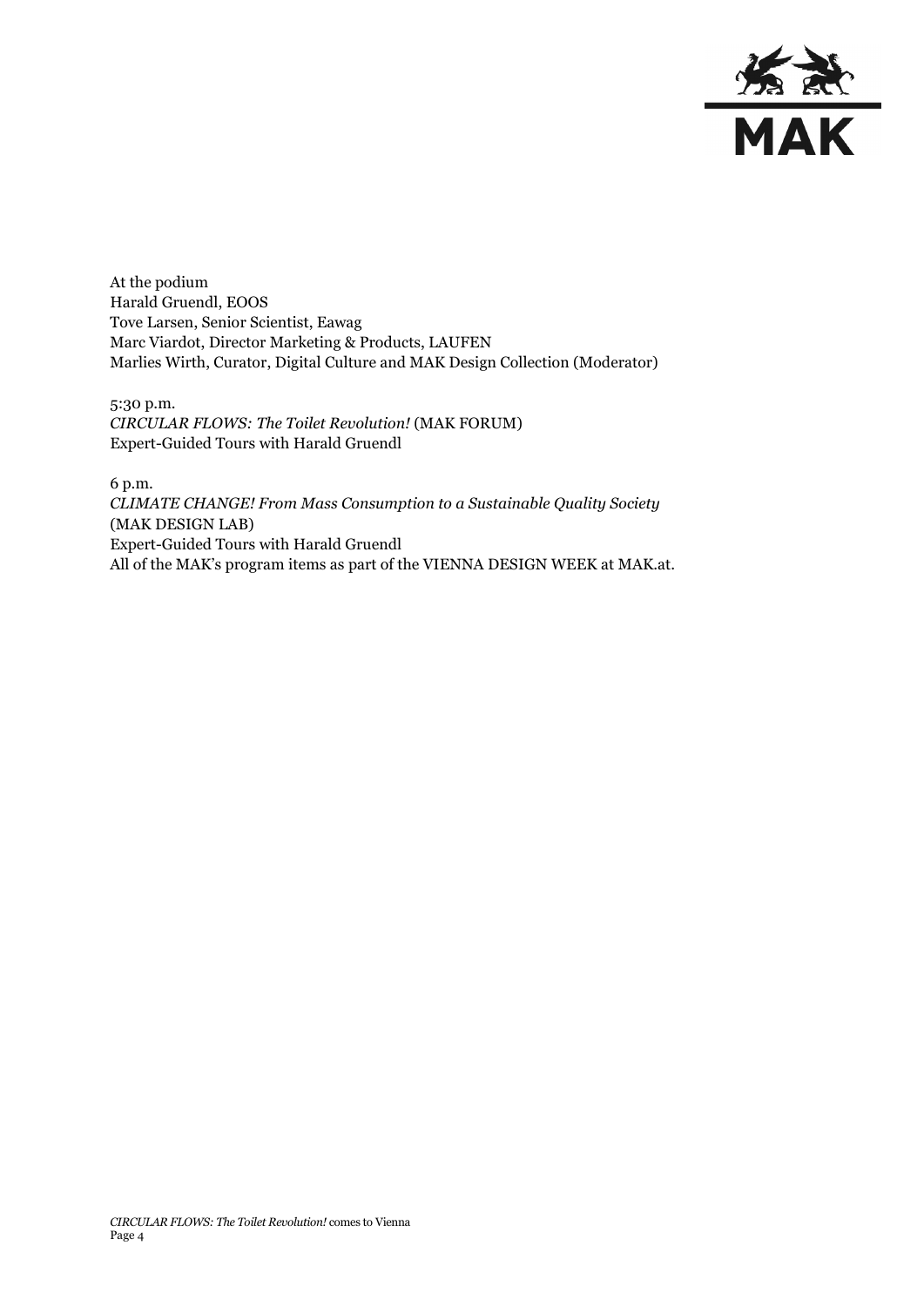At the podium
Harald Gruendl, EOOS
Tove Larsen, Senior Scientist, Eawag
Marc Viardot, Director Marketing & Products, LAUFEN
Marlies Wirth, Curator, Digital Culture and MAK Design Collection (Moderator)

5:30 p.m.
*CIRCULAR FLOWS: The Toilet Revolution!* (MAK FORUM)
Expert-Guided Tours with Harald Gruendl

6 p.m.
*CLIMATE CHANGE! From Mass Consumption to a Sustainable Quality Society*
(MAK DESIGN LAB)
Expert-Guided Tours with Harald Gruendl
All of the MAK's program items as part of the VIENNA DESIGN WEEK at MAK.at.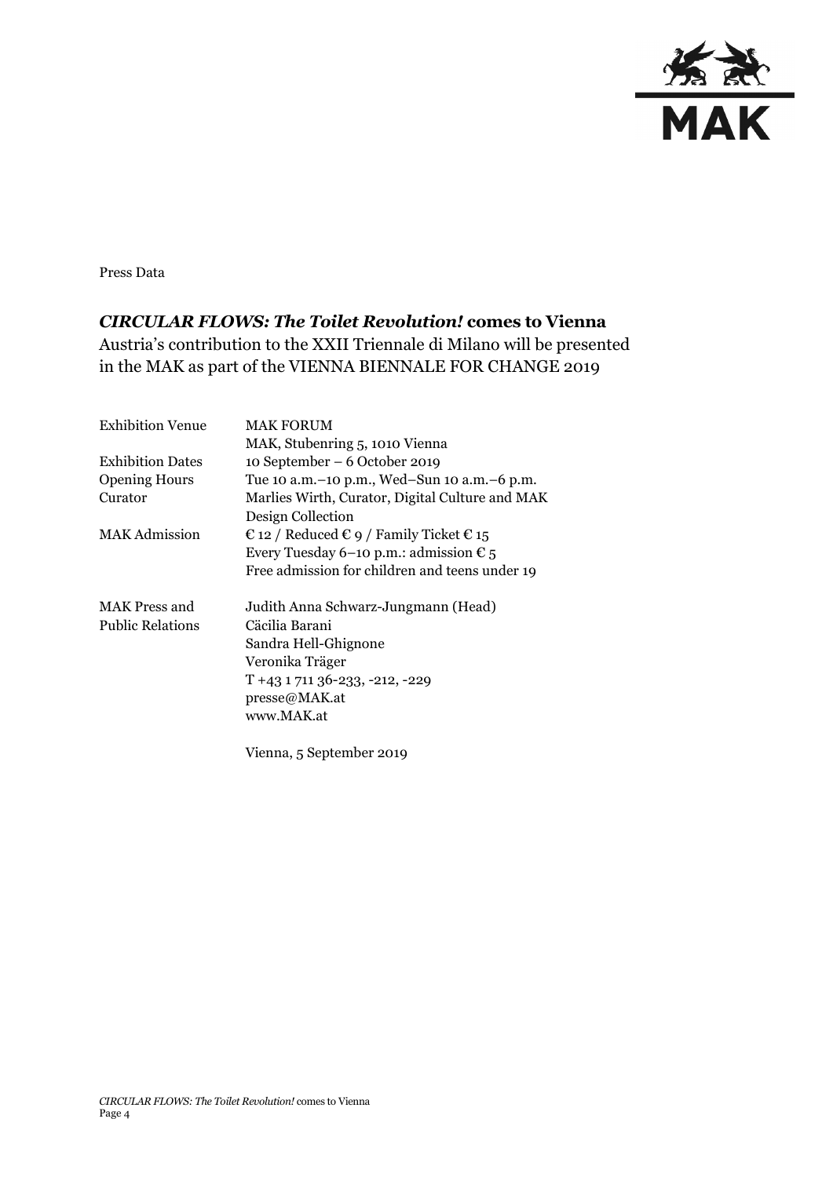Press Data

## ***CIRCULAR FLOWS: The Toilet Revolution!* comes to Vienna**

Austria's contribution to the XXII Triennale di Milano will be presented in the MAK as part of the VIENNA BIENNALE FOR CHANGE 2019

| | |
|---|---|
| Exhibition Venue | MAK FORUM<br>MAK, Stubenring 5, 1010 Vienna |
| Exhibition Dates | 10 September – 6 October 2019 |
| Opening Hours | Tue 10 a.m.–10 p.m., Wed–Sun 10 a.m.–6 p.m. |
| Curator | Marlies Wirth, Curator, Digital Culture and MAK Design Collection |
| MAK Admission | € 12 / Reduced € 9 / Family Ticket € 15<br>Every Tuesday 6–10 p.m.: admission € 5<br>Free admission for children and teens under 19 |
| MAK Press and Public Relations | Judith Anna Schwarz-Jungmann (Head)<br>Cäcilia Barani<br>Sandra Hell-Ghignone<br>Veronika Träger<br>T +43 1 711 36-233, -212, -229<br>presse@MAK.at<br>www.MAK.at |

Vienna, 5 September 2019